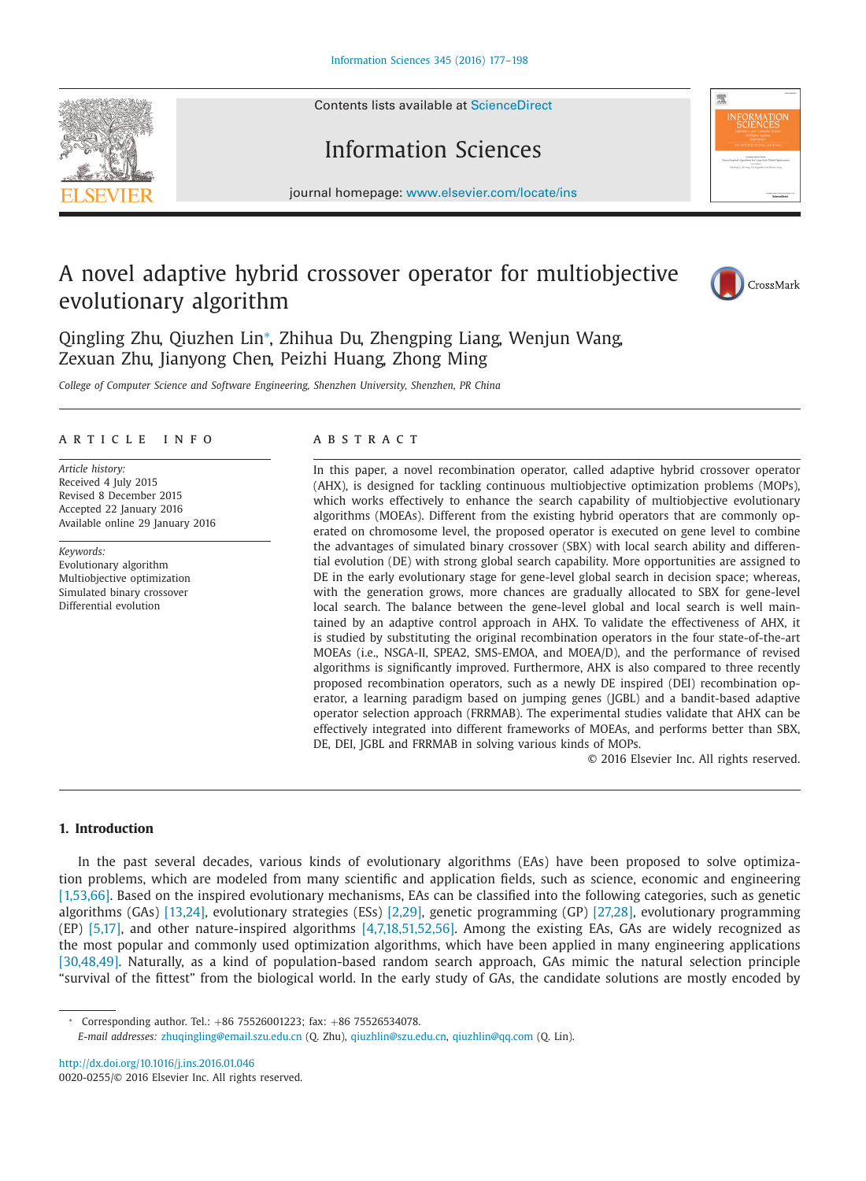# A novel adaptive hybrid crossover operator for multiobjective evolutionary algorithm

Qingling Zhu, Qiuzhen Lin*, Zhihua Du, Zhengping Liang, Wenjun Wang, Zexuan Zhu, Jianyong Chen, Peizhi Huang, Zhong Ming

*College of Computer Science and Software Engineering, Shenzhen University, Shenzhen, PR China*

## ARTICLE INFO

*Article history:*
Received 4 July 2015
Revised 8 December 2015
Accepted 22 January 2016
Available online 29 January 2016

*Keywords:*
Evolutionary algorithm
Multiobjective optimization
Simulated binary crossover
Differential evolution

## ABSTRACT

In this paper, a novel recombination operator, called adaptive hybrid crossover operator (AHX), is designed for tackling continuous multiobjective optimization problems (MOPs), which works effectively to enhance the search capability of multiobjective evolutionary algorithms (MOEAs). Different from the existing hybrid operators that are commonly operated on chromosome level, the proposed operator is executed on gene level to combine the advantages of simulated binary crossover (SBX) with local search ability and differential evolution (DE) with strong global search capability. More opportunities are assigned to DE in the early evolutionary stage for gene-level global search in decision space; whereas, with the generation grows, more chances are gradually allocated to SBX for gene-level local search. The balance between the gene-level global and local search is well maintained by an adaptive control approach in AHX. To validate the effectiveness of AHX, it is studied by substituting the original recombination operators in the four state-of-the-art MOEAs (i.e., NSGA-II, SPEA2, SMS-EMOA, and MOEA/D), and the performance of revised algorithms is significantly improved. Furthermore, AHX is also compared to three recently proposed recombination operators, such as a newly DE inspired (DEI) recombination operator, a learning paradigm based on jumping genes (JGBL) and a bandit-based adaptive operator selection approach (FRRMAB). The experimental studies validate that AHX can be effectively integrated into different frameworks of MOEAs, and performs better than SBX, DE, DEI, JGBL and FRRMAB in solving various kinds of MOPs.

© 2016 Elsevier Inc. All rights reserved.

## 1. Introduction

In the past several decades, various kinds of evolutionary algorithms (EAs) have been proposed to solve optimization problems, which are modeled from many scientific and application fields, such as science, economic and engineering [1,53,66]. Based on the inspired evolutionary mechanisms, EAs can be classified into the following categories, such as genetic algorithms (GAs) [13,24], evolutionary strategies (ESs) [2,29], genetic programming (GP) [27,28], evolutionary programming (EP) [5,17], and other nature-inspired algorithms [4,7,18,51,52,56]. Among the existing EAs, GAs are widely recognized as the most popular and commonly used optimization algorithms, which have been applied in many engineering applications [30,48,49]. Naturally, as a kind of population-based random search approach, GAs mimic the natural selection principle "survival of the fittest" from the biological world. In the early study of GAs, the candidate solutions are mostly encoded by

---

* Corresponding author. Tel.: +86 75526001223; fax: +86 75526534078.
*E-mail addresses:* zhuqingling@email.szu.edu.cn (Q. Zhu), qiuzhlin@szu.edu.cn, qiuzhlin@qq.com (Q. Lin).

http://dx.doi.org/10.1016/j.ins.2016.01.046
0020-0255/© 2016 Elsevier Inc. All rights reserved.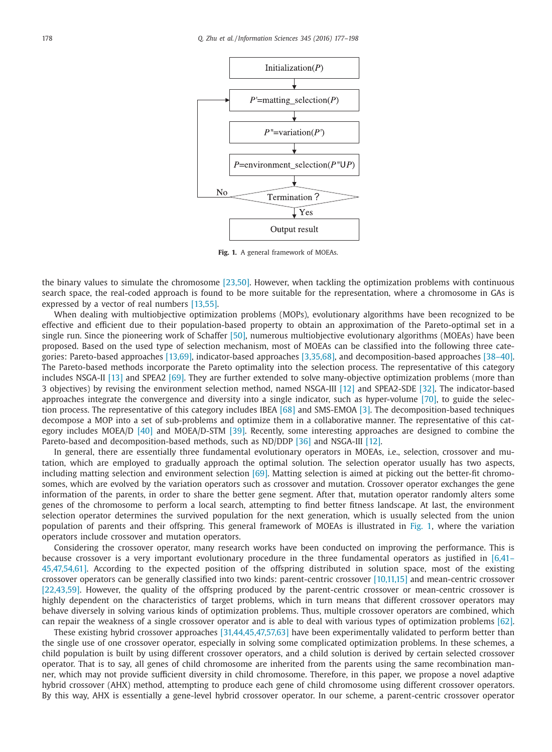Initialization($P$)

$P'$=matting_selection($P$)

$P''$=variation($P'$)

$P$=environment_selection($P''$∪$P$)

Termination ? (No / Yes)

Output result

**Fig. 1.** A general framework of MOEAs.

the binary values to simulate the chromosome [23,50]. However, when tackling the optimization problems with continuous search space, the real-coded approach is found to be more suitable for the representation, where a chromosome in GAs is expressed by a vector of real numbers [13,55].

When dealing with multiobjective optimization problems (MOPs), evolutionary algorithms have been recognized to be effective and efficient due to their population-based property to obtain an approximation of the Pareto-optimal set in a single run. Since the pioneering work of Schaffer [50], numerous multiobjective evolutionary algorithms (MOEAs) have been proposed. Based on the used type of selection mechanism, most of MOEAs can be classified into the following three categories: Pareto-based approaches [13,69], indicator-based approaches [3,35,68], and decomposition-based approaches [38–40]. The Pareto-based methods incorporate the Pareto optimality into the selection process. The representative of this category includes NSGA-II [13] and SPEA2 [69]. They are further extended to solve many-objective optimization problems (more than 3 objectives) by revising the environment selection method, named NSGA-III [12] and SPEA2-SDE [32]. The indicator-based approaches integrate the convergence and diversity into a single indicator, such as hyper-volume [70], to guide the selection process. The representative of this category includes IBEA [68] and SMS-EMOA [3]. The decomposition-based techniques decompose a MOP into a set of sub-problems and optimize them in a collaborative manner. The representative of this category includes MOEA/D [40] and MOEA/D-STM [39]. Recently, some interesting approaches are designed to combine the Pareto-based and decomposition-based methods, such as ND/DDP [36] and NSGA-III [12].

In general, there are essentially three fundamental evolutionary operators in MOEAs, i.e., selection, crossover and mutation, which are employed to gradually approach the optimal solution. The selection operator usually has two aspects, including matting selection and environment selection [69]. Matting selection is aimed at picking out the better-fit chromosomes, which are evolved by the variation operators such as crossover and mutation. Crossover operator exchanges the gene information of the parents, in order to share the better gene segment. After that, mutation operator randomly alters some genes of the chromosome to perform a local search, attempting to find better fitness landscape. At last, the environment selection operator determines the survived population for the next generation, which is usually selected from the union population of parents and their offspring. This general framework of MOEAs is illustrated in Fig. 1, where the variation operators include crossover and mutation operators.

Considering the crossover operator, many research works have been conducted on improving the performance. This is because crossover is a very important evolutionary procedure in the three fundamental operators as justified in [6,41–45,47,54,61]. According to the expected position of the offspring distributed in solution space, most of the existing crossover operators can be generally classified into two kinds: parent-centric crossover [10,11,15] and mean-centric crossover [22,43,59]. However, the quality of the offspring produced by the parent-centric crossover or mean-centric crossover is highly dependent on the characteristics of target problems, which in turn means that different crossover operators may behave diversely in solving various kinds of optimization problems. Thus, multiple crossover operators are combined, which can repair the weakness of a single crossover operator and is able to deal with various types of optimization problems [62].

These existing hybrid crossover approaches [31,44,45,47,57,63] have been experimentally validated to perform better than the single use of one crossover operator, especially in solving some complicated optimization problems. In these schemes, a child population is built by using different crossover operators, and a child solution is derived by certain selected crossover operator. That is to say, all genes of child chromosome are inherited from the parents using the same recombination manner, which may not provide sufficient diversity in child chromosome. Therefore, in this paper, we propose a novel adaptive hybrid crossover (AHX) method, attempting to produce each gene of child chromosome using different crossover operators. By this way, AHX is essentially a gene-level hybrid crossover operator. In our scheme, a parent-centric crossover operator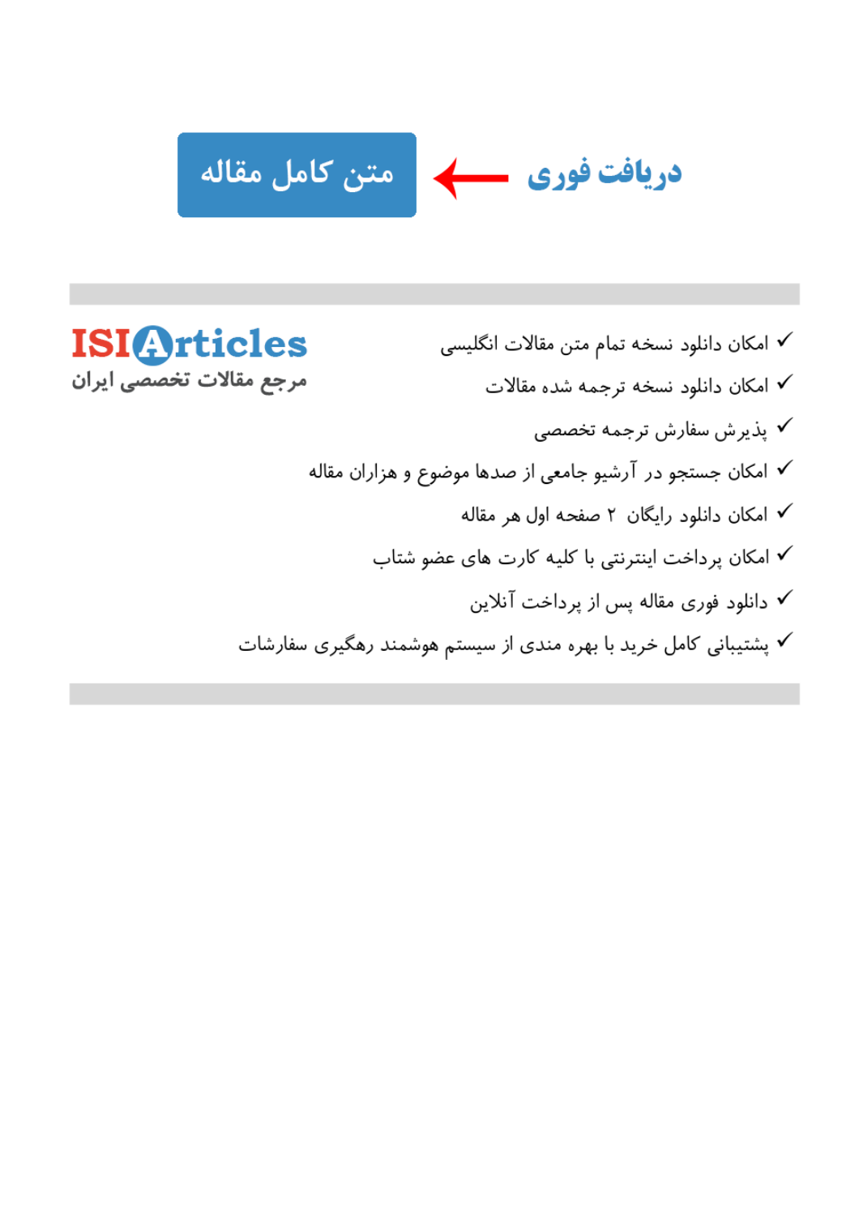دریافت فوری ← متن کامل مقاله

**ISIArticles**
مرجع مقالات تخصصی ایران

- ✓ امکان دانلود نسخه تمام متن مقالات انگلیسی
- ✓ امکان دانلود نسخه ترجمه شده مقالات
- ✓ پذیرش سفارش ترجمه تخصصی
- ✓ امکان جستجو در آرشیو جامعی از صدها موضوع و هزاران مقاله
- ✓ امکان دانلود رایگان ۲ صفحه اول هر مقاله
- ✓ امکان پرداخت اینترنتی با کلیه کارت های عضو شتاب
- ✓ دانلود فوری مقاله پس از پرداخت آنلاین
- ✓ پشتیبانی کامل خرید با بهره مندی از سیستم هوشمند رهگیری سفارشات